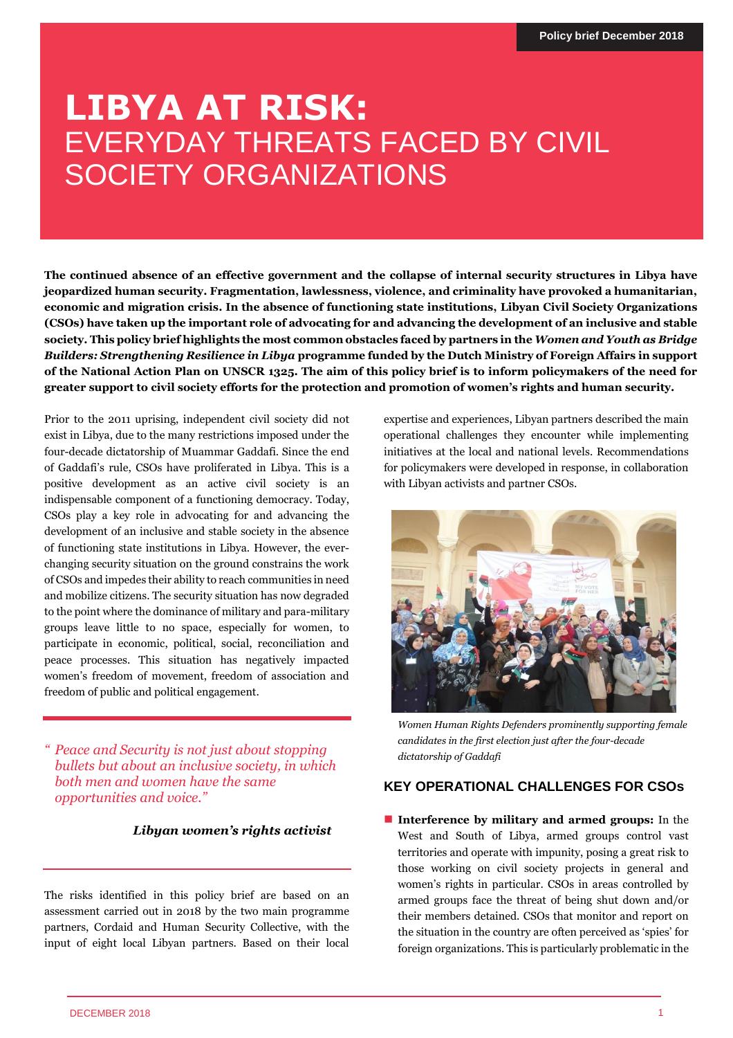Policy brief December 2018

# LIBYA AT RISK: EVERYDAY THREATS FACED BY CIVIL SOCIETY ORGANIZATIONS

**The continued absence of an effective government and the collapse of internal security structures in Libya have jeopardized human security. Fragmentation, lawlessness, violence, and criminality have provoked a humanitarian, economic and migration crisis. In the absence of functioning state institutions, Libyan Civil Society Organizations (CSOs) have taken up the important role of advocating for and advancing the development of an inclusive and stable society. This policy brief highlights the most common obstacles faced by partners in the *Women and Youth as Bridge Builders: Strengthening Resilience in Libya* programme funded by the Dutch Ministry of Foreign Affairs in support of the National Action Plan on UNSCR 1325. The aim of this policy brief is to inform policymakers of the need for greater support to civil society efforts for the protection and promotion of women's rights and human security.**

Prior to the 2011 uprising, independent civil society did not exist in Libya, due to the many restrictions imposed under the four-decade dictatorship of Muammar Gaddafi. Since the end of Gaddafi's rule, CSOs have proliferated in Libya. This is a positive development as an active civil society is an indispensable component of a functioning democracy. Today, CSOs play a key role in advocating for and advancing the development of an inclusive and stable society in the absence of functioning state institutions in Libya. However, the ever-changing security situation on the ground constrains the work of CSOs and impedes their ability to reach communities in need and mobilize citizens. The security situation has now degraded to the point where the dominance of military and para-military groups leave little to no space, especially for women, to participate in economic, political, social, reconciliation and peace processes. This situation has negatively impacted women's freedom of movement, freedom of association and freedom of public and political engagement.

> *"Peace and Security is not just about stopping bullets but about an inclusive society, in which both men and women have the same opportunities and voice."*
>
> ***Libyan women's rights activist***

The risks identified in this policy brief are based on an assessment carried out in 2018 by the two main programme partners, Cordaid and Human Security Collective, with the input of eight local Libyan partners. Based on their local expertise and experiences, Libyan partners described the main operational challenges they encounter while implementing initiatives at the local and national levels. Recommendations for policymakers were developed in response, in collaboration with Libyan activists and partner CSOs.

*Women Human Rights Defenders prominently supporting female candidates in the first election just after the four-decade dictatorship of Gaddafi*

## KEY OPERATIONAL CHALLENGES FOR CSOs

- **Interference by military and armed groups:** In the West and South of Libya, armed groups control vast territories and operate with impunity, posing a great risk to those working on civil society projects in general and women's rights in particular. CSOs in areas controlled by armed groups face the threat of being shut down and/or their members detained. CSOs that monitor and report on the situation in the country are often perceived as 'spies' for foreign organizations. This is particularly problematic in the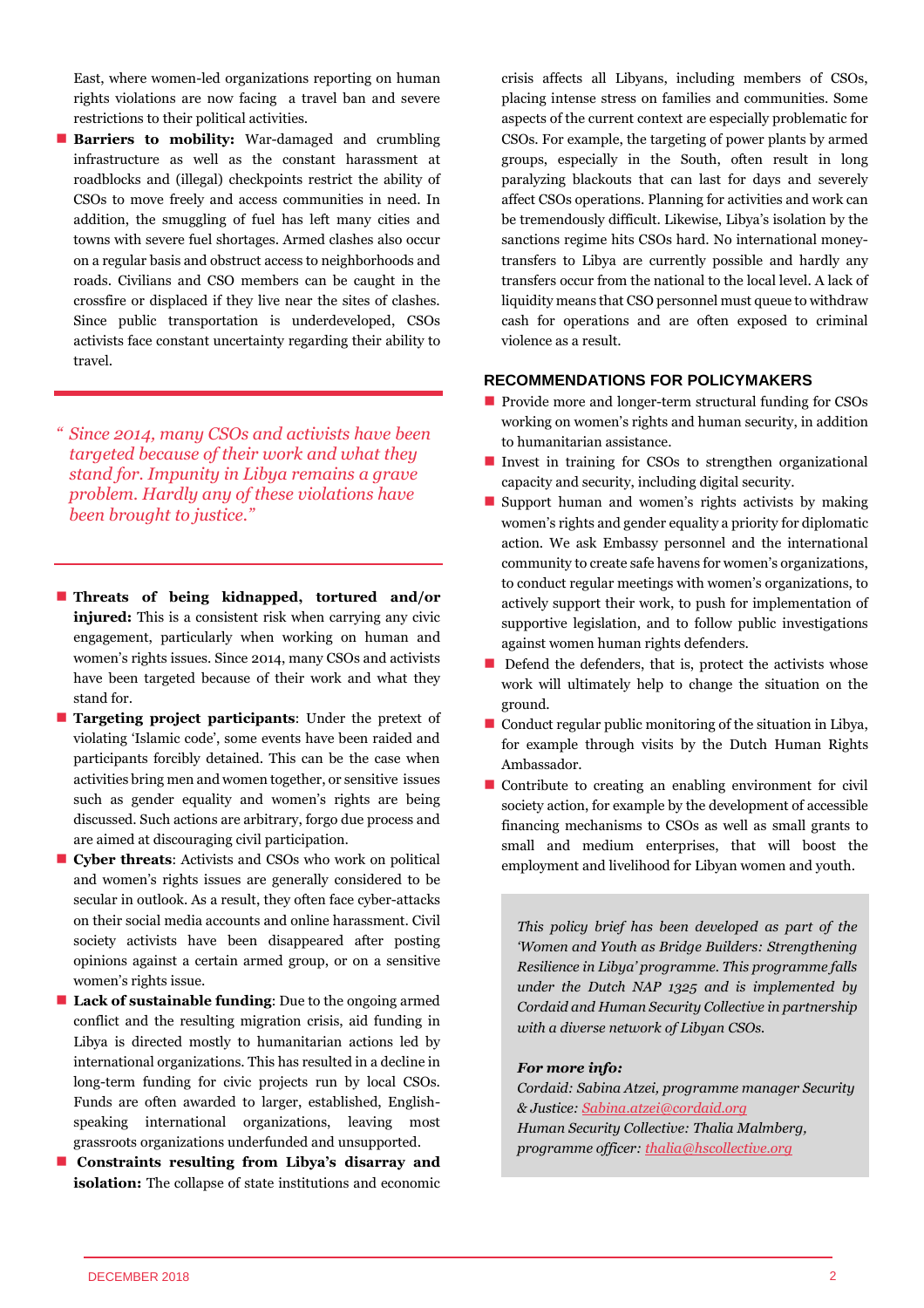East, where women-led organizations reporting on human rights violations are now facing a travel ban and severe restrictions to their political activities.

- **Barriers to mobility:** War-damaged and crumbling infrastructure as well as the constant harassment at roadblocks and (illegal) checkpoints restrict the ability of CSOs to move freely and access communities in need. In addition, the smuggling of fuel has left many cities and towns with severe fuel shortages. Armed clashes also occur on a regular basis and obstruct access to neighborhoods and roads. Civilians and CSO members can be caught in the crossfire or displaced if they live near the sites of clashes. Since public transportation is underdeveloped, CSOs activists face constant uncertainty regarding their ability to travel.

> *" Since 2014, many CSOs and activists have been targeted because of their work and what they stand for. Impunity in Libya remains a grave problem. Hardly any of these violations have been brought to justice."*

- **Threats of being kidnapped, tortured and/or injured:** This is a consistent risk when carrying any civic engagement, particularly when working on human and women's rights issues. Since 2014, many CSOs and activists have been targeted because of their work and what they stand for.
- **Targeting project participants**: Under the pretext of violating 'Islamic code', some events have been raided and participants forcibly detained. This can be the case when activities bring men and women together, or sensitive issues such as gender equality and women's rights are being discussed. Such actions are arbitrary, forgo due process and are aimed at discouraging civil participation.
- **Cyber threats**: Activists and CSOs who work on political and women's rights issues are generally considered to be secular in outlook. As a result, they often face cyber-attacks on their social media accounts and online harassment. Civil society activists have been disappeared after posting opinions against a certain armed group, or on a sensitive women's rights issue.
- **Lack of sustainable funding**: Due to the ongoing armed conflict and the resulting migration crisis, aid funding in Libya is directed mostly to humanitarian actions led by international organizations. This has resulted in a decline in long-term funding for civic projects run by local CSOs. Funds are often awarded to larger, established, English-speaking international organizations, leaving most grassroots organizations underfunded and unsupported.
- **Constraints resulting from Libya's disarray and isolation:** The collapse of state institutions and economic crisis affects all Libyans, including members of CSOs, placing intense stress on families and communities. Some aspects of the current context are especially problematic for CSOs. For example, the targeting of power plants by armed groups, especially in the South, often result in long paralyzing blackouts that can last for days and severely affect CSOs operations. Planning for activities and work can be tremendously difficult. Likewise, Libya's isolation by the sanctions regime hits CSOs hard. No international money-transfers to Libya are currently possible and hardly any transfers occur from the national to the local level. A lack of liquidity means that CSO personnel must queue to withdraw cash for operations and are often exposed to criminal violence as a result.

## RECOMMENDATIONS FOR POLICYMAKERS

- Provide more and longer-term structural funding for CSOs working on women's rights and human security, in addition to humanitarian assistance.
- Invest in training for CSOs to strengthen organizational capacity and security, including digital security.
- Support human and women's rights activists by making women's rights and gender equality a priority for diplomatic action. We ask Embassy personnel and the international community to create safe havens for women's organizations, to conduct regular meetings with women's organizations, to actively support their work, to push for implementation of supportive legislation, and to follow public investigations against women human rights defenders.
- Defend the defenders, that is, protect the activists whose work will ultimately help to change the situation on the ground.
- Conduct regular public monitoring of the situation in Libya, for example through visits by the Dutch Human Rights Ambassador.
- Contribute to creating an enabling environment for civil society action, for example by the development of accessible financing mechanisms to CSOs as well as small grants to small and medium enterprises, that will boost the employment and livelihood for Libyan women and youth.

*This policy brief has been developed as part of the 'Women and Youth as Bridge Builders: Strengthening Resilience in Libya' programme. This programme falls under the Dutch NAP 1325 and is implemented by Cordaid and Human Security Collective in partnership with a diverse network of Libyan CSOs.*

***For more info:***
*Cordaid: Sabina Atzei, programme manager Security & Justice: Sabina.atzei@cordaid.org*
*Human Security Collective: Thalia Malmberg, programme officer: thalia@hscollective.org*

DECEMBER 2018